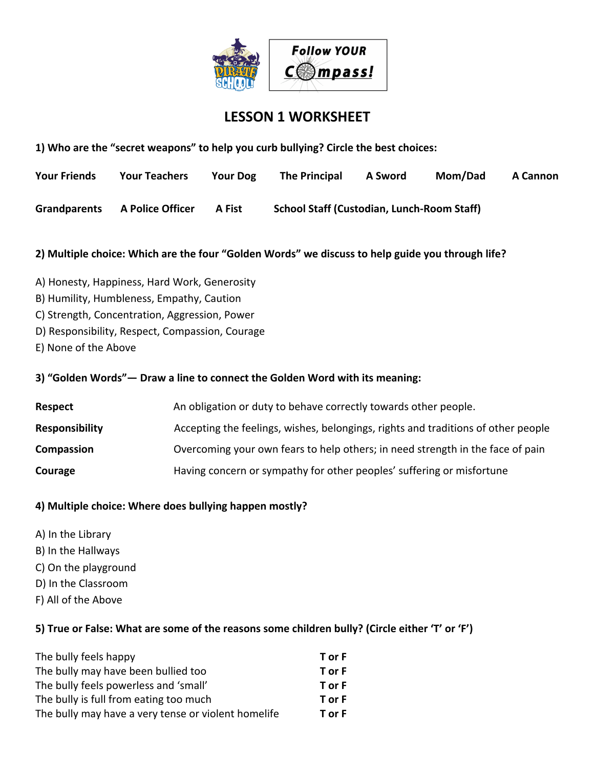Follow YOUR Compass!

# LESSON 1 WORKSHEET

**1) Who are the "secret weapons" to help you curb bullying? Circle the best choices:**

**Your Friends** **Your Teachers** **Your Dog** **The Principal** **A Sword** **Mom/Dad** **A Cannon**

**Grandparents** **A Police Officer** **A Fist** **School Staff (Custodian, Lunch-Room Staff)**

**2) Multiple choice: Which are the four "Golden Words" we discuss to help guide you through life?**

A) Honesty, Happiness, Hard Work, Generosity
B) Humility, Humbleness, Empathy, Caution
C) Strength, Concentration, Aggression, Power
D) Responsibility, Respect, Compassion, Courage
E) None of the Above

**3) "Golden Words"— Draw a line to connect the Golden Word with its meaning:**

| | |
|---|---|
| **Respect** | An obligation or duty to behave correctly towards other people. |
| **Responsibility** | Accepting the feelings, wishes, belongings, rights and traditions of other people |
| **Compassion** | Overcoming your own fears to help others; in need strength in the face of pain |
| **Courage** | Having concern or sympathy for other peoples' suffering or misfortune |

**4) Multiple choice: Where does bullying happen mostly?**

A) In the Library
B) In the Hallways
C) On the playground
D) In the Classroom
F) All of the Above

**5) True or False: What are some of the reasons some children bully? (Circle either 'T' or 'F')**

| | |
|---|---|
| The bully feels happy | **T or F** |
| The bully may have been bullied too | **T or F** |
| The bully feels powerless and 'small' | **T or F** |
| The bully is full from eating too much | **T or F** |
| The bully may have a very tense or violent homelife | **T or F** |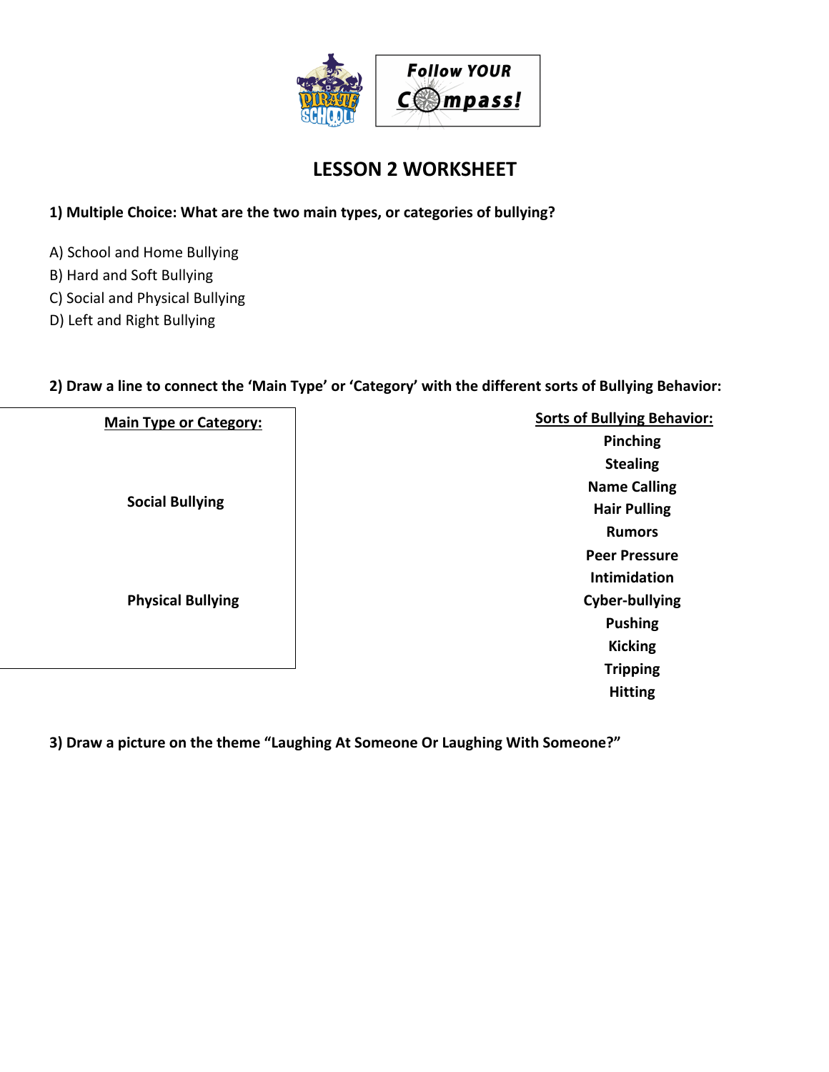Follow YOUR Compass!

# LESSON 2 WORKSHEET

**1) Multiple Choice: What are the two main types, or categories of bullying?**

A) School and Home Bullying
B) Hard and Soft Bullying
C) Social and Physical Bullying
D) Left and Right Bullying

**2) Draw a line to connect the 'Main Type' or 'Category' with the different sorts of Bullying Behavior:**

| Main Type or Category: | Sorts of Bullying Behavior: |
|---|---|
| | Pinching |
| | Stealing |
| Social Bullying | Name Calling |
| | Hair Pulling |
| | Rumors |
| | Peer Pressure |
| | Intimidation |
| Physical Bullying | Cyber-bullying |
| | Pushing |
| | Kicking |
| | Tripping |
| | Hitting |

**3) Draw a picture on the theme "Laughing At Someone Or Laughing With Someone?"**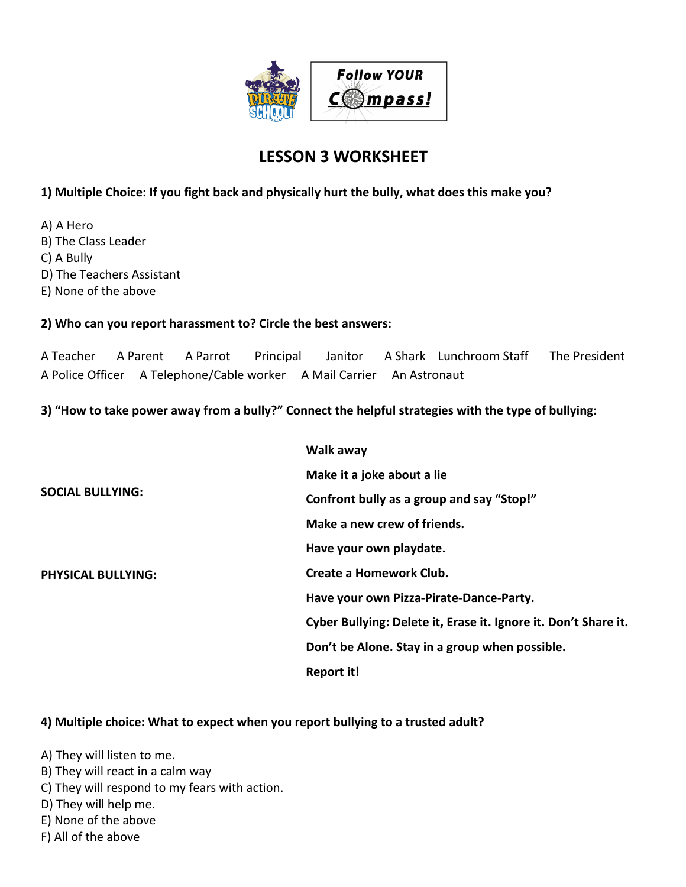Follow YOUR Compass!

# LESSON 3 WORKSHEET

**1) Multiple Choice: If you fight back and physically hurt the bully, what does this make you?**

A) A Hero
B) The Class Leader
C) A Bully
D) The Teachers Assistant
E) None of the above

**2) Who can you report harassment to? Circle the best answers:**

A Teacher   A Parent   A Parrot   Principal   Janitor   A Shark   Lunchroom Staff   The President
A Police Officer   A Telephone/Cable worker   A Mail Carrier   An Astronaut

**3) "How to take power away from a bully?" Connect the helpful strategies with the type of bullying:**

**SOCIAL BULLYING:**

**PHYSICAL BULLYING:**

**Walk away**

**Make it a joke about a lie**

**Confront bully as a group and say "Stop!"**

**Make a new crew of friends.**

**Have your own playdate.**

**Create a Homework Club.**

**Have your own Pizza-Pirate-Dance-Party.**

**Cyber Bullying: Delete it, Erase it. Ignore it. Don't Share it.**

**Don't be Alone. Stay in a group when possible.**

**Report it!**

**4) Multiple choice: What to expect when you report bullying to a trusted adult?**

A) They will listen to me.
B) They will react in a calm way
C) They will respond to my fears with action.
D) They will help me.
E) None of the above
F) All of the above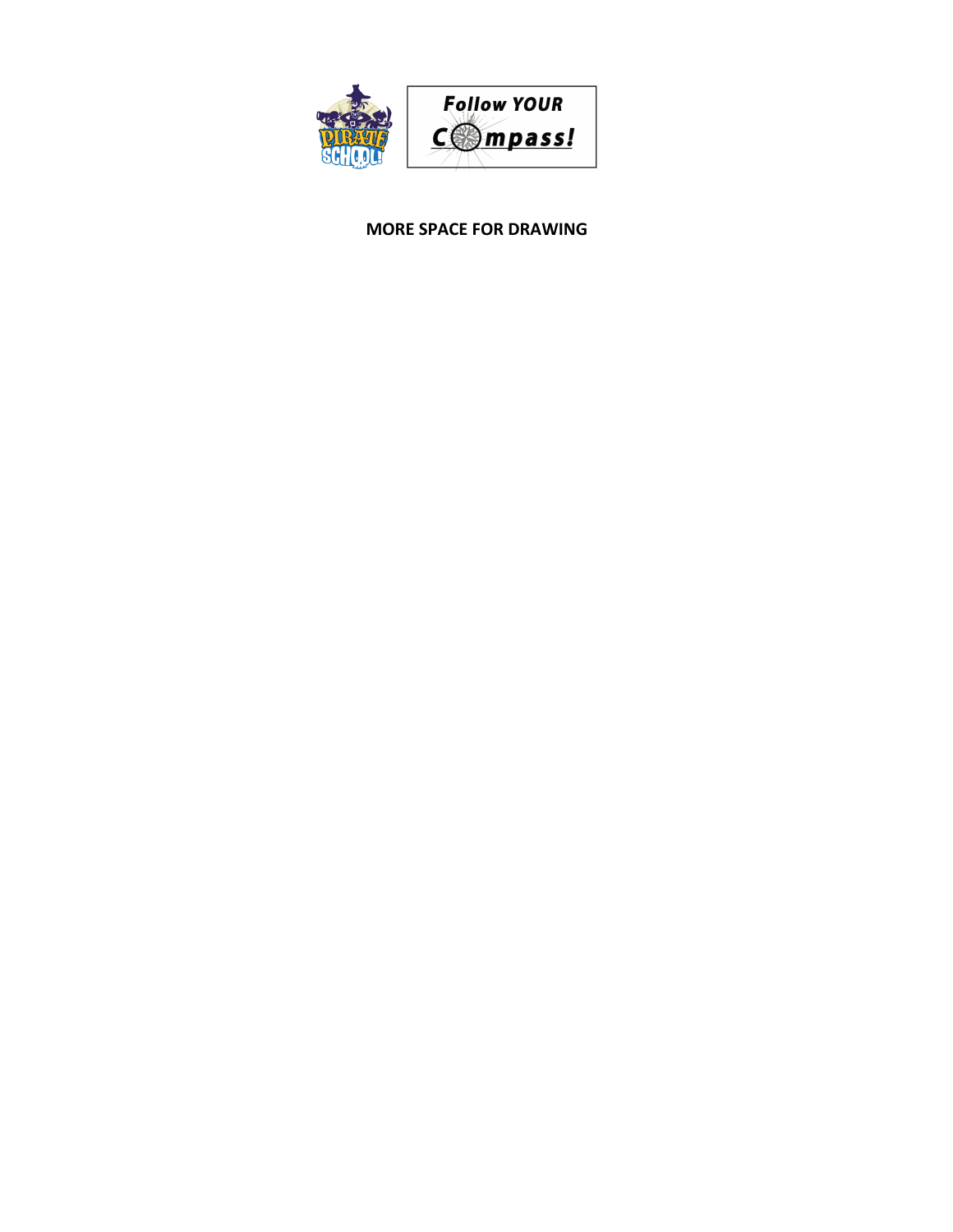Follow YOUR Compass!

**MORE SPACE FOR DRAWING**